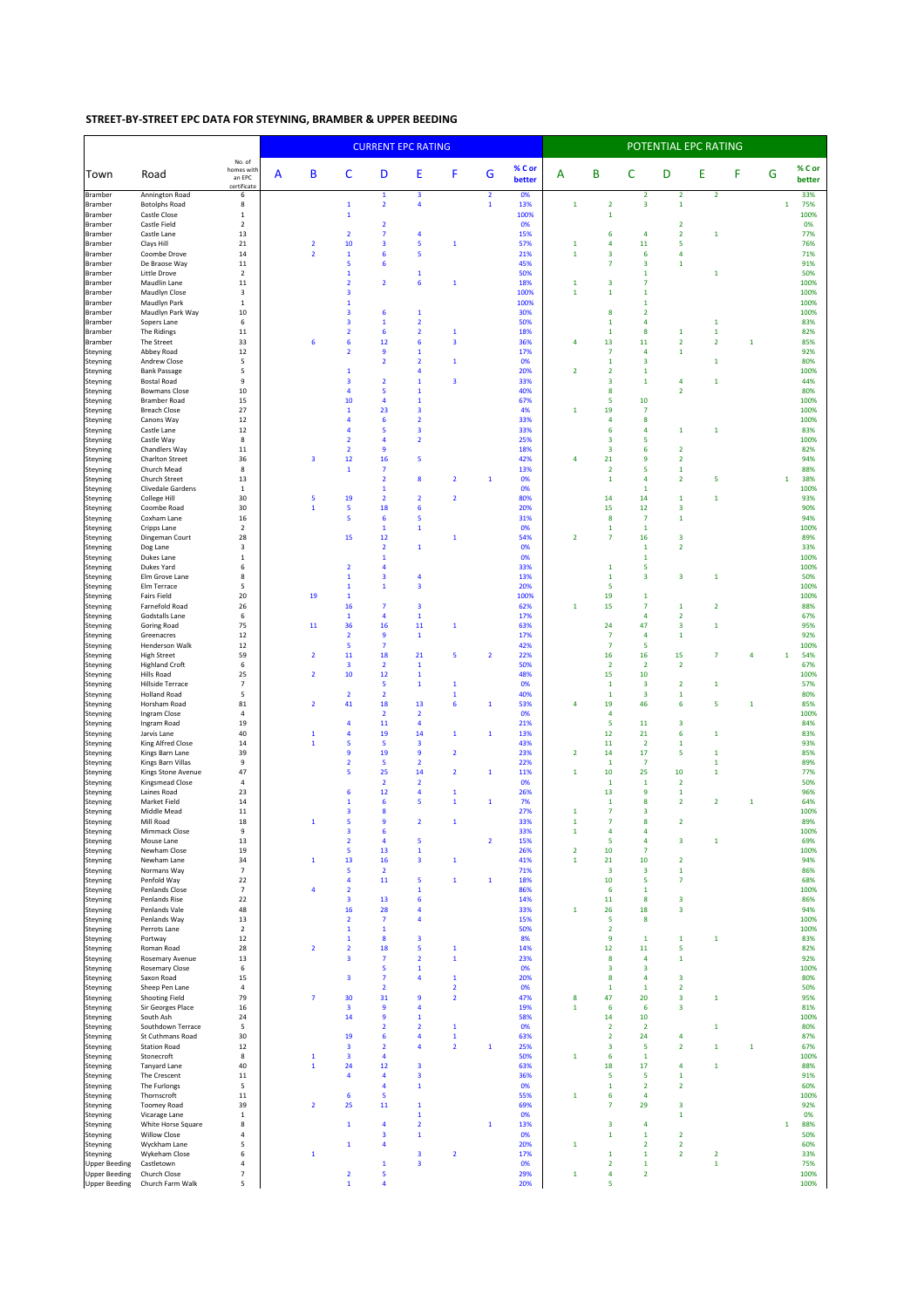## STREET-BY-STREET EPC DATA FOR STEYNING, BRAMBER & UPPER BEEDING

| | | | CURRENT EPC RATING | | | | | | | | POTENTIAL EPC RATING | | | | | | | |
|---|---|---|---|---|---|---|---|---|---|---|---|---|---|---|---|---|---|---|
| Town | Road | No. of homes with an EPC certificate | A | B | C | D | E | F | G | % C or better | A | B | C | D | E | F | G | % C or better |
| Bramber | Annington Road | 6 | | | | 1 | 3 | | 2 | 0% | | | 2 | 2 | 2 | | | 33% |
| Bramber | Botolphs Road | 8 | | | 1 | 2 | 4 | | 1 | 13% | 1 | 2 | 3 | 1 | | | 1 | 75% |
| Bramber | Castle Close | 1 | | | 1 | | | | | 100% | | 1 | | | | | | 100% |
| Bramber | Castle Field | 2 | | | | 2 | | | | 0% | | | | 2 | | | | 0% |
| Bramber | Castle Lane | 13 | | | 2 | 7 | 4 | | | 15% | | 6 | 4 | 2 | 1 | | | 77% |
| Bramber | Clays Hill | 21 | | 2 | 10 | 3 | 5 | 1 | | 57% | 1 | 4 | 11 | 5 | | | | 76% |
| Bramber | Coombe Drove | 14 | | 2 | 1 | 6 | 5 | | | 21% | 1 | 3 | 6 | 4 | | | | 71% |
| Bramber | De Braose Way | 11 | | | 5 | 6 | | | | 45% | | 7 | 3 | 1 | | | | 91% |
| Bramber | Little Drove | 2 | | | 1 | | 1 | | | 50% | | | 1 | | 1 | | | 50% |
| Bramber | Maudlin Lane | 11 | | | 2 | 2 | 6 | 1 | | 18% | 1 | 3 | 7 | | | | | 100% |
| Bramber | Maudlyn Close | 3 | | | 3 | | | | | 100% | 1 | 1 | 1 | | | | | 100% |
| Bramber | Maudlyn Park | 1 | | | 1 | | | | | 100% | | | 1 | | | | | 100% |
| Bramber | Maudlyn Park Way | 10 | | | 3 | 6 | 1 | | | 30% | | 8 | 2 | | | | | 100% |
| Bramber | Sopers Lane | 6 | | | 3 | 1 | 2 | | | 50% | | 1 | 4 | | 1 | | | 83% |
| Bramber | The Ridings | 11 | | | 2 | 6 | 2 | 1 | | 18% | | 1 | 8 | 1 | 1 | | | 82% |
| Bramber | The Street | 33 | | 6 | 6 | 12 | 6 | 3 | | 36% | 4 | 13 | 11 | 2 | 2 | 1 | | 85% |
| Steyning | Abbey Road | 12 | | | 2 | 9 | 1 | | | 17% | | 7 | 4 | 1 | | | | 92% |
| Steyning | Andrew Close | 5 | | | | 2 | 2 | 1 | | 0% | | 1 | 3 | | 1 | | | 80% |
| Steyning | Bank Passage | 5 | | | 1 | | 4 | | | 20% | 2 | 2 | 1 | | | | | 100% |
| Steyning | Bostal Road | 9 | | | 3 | 2 | 1 | 3 | | 33% | | 3 | 1 | 4 | 1 | | | 44% |
| Steyning | Bowmans Close | 10 | | | 4 | 5 | 1 | | | 40% | | 8 | | 2 | | | | 80% |
| Steyning | Bramber Road | 15 | | | 10 | 4 | 1 | | | 67% | | 5 | 10 | | | | | 100% |
| Steyning | Breach Close | 27 | | | 1 | 23 | 3 | | | 4% | 1 | 19 | 7 | | | | | 100% |
| Steyning | Canons Way | 12 | | | 4 | 6 | 2 | | | 33% | | 4 | 8 | | | | | 100% |
| Steyning | Castle Lane | 12 | | | 4 | 5 | 3 | | | 33% | | 6 | 4 | 1 | 1 | | | 83% |
| Steyning | Castle Way | 8 | | | 2 | 4 | 2 | | | 25% | | 3 | 5 | | | | | 100% |
| Steyning | Chandlers Way | 11 | | | 2 | 9 | | | | 18% | | 3 | 6 | 2 | | | | 82% |
| Steyning | Charlton Street | 36 | | 3 | 12 | 16 | 5 | | | 42% | 4 | 21 | 9 | 2 | | | | 94% |
| Steyning | Church Mead | 8 | | | 1 | 7 | | | | 13% | | 2 | 5 | 1 | | | | 88% |
| Steyning | Church Street | 13 | | | | 2 | 8 | 2 | 1 | 0% | | 1 | 4 | 2 | 5 | | 1 | 38% |
| Steyning | Clivedale Gardens | 1 | | | | 1 | | | | 0% | | | 1 | | | | | 100% |
| Steyning | College Hill | 30 | | 5 | 19 | 2 | 2 | 2 | | 80% | | 14 | 14 | 1 | 1 | | | 93% |
| Steyning | Coombe Road | 30 | | 1 | 5 | 18 | 6 | | | 20% | | 15 | 12 | 3 | | | | 90% |
| Steyning | Coxham Lane | 16 | | | 5 | 6 | 5 | | | 31% | | 8 | 7 | 1 | | | | 94% |
| Steyning | Cripps Lane | 2 | | | | 1 | 1 | | | 0% | | 1 | 1 | | | | | 100% |
| Steyning | Dingeman Court | 28 | | | 15 | 12 | | 1 | | 54% | 2 | 7 | 16 | 3 | | | | 89% |
| Steyning | Dog Lane | 3 | | | | 2 | 1 | | | 0% | | | 1 | 2 | | | | 33% |
| Steyning | Dukes Lane | 1 | | | | 1 | | | | 0% | | | 1 | | | | | 100% |
| Steyning | Dukes Yard | 6 | | | 2 | 4 | | | | 33% | | 1 | 5 | | | | | 100% |
| Steyning | Elm Grove Lane | 8 | | | 1 | 3 | 4 | | | 13% | | 1 | 3 | 3 | 1 | | | 50% |
| Steyning | Elm Terrace | 5 | | | 1 | 1 | 3 | | | 20% | | 5 | | | | | | 100% |
| Steyning | Fairs Field | 20 | | 19 | 1 | | | | | 100% | | 19 | 1 | | | | | 100% |
| Steyning | Farnefold Road | 26 | | | 16 | 7 | 3 | | | 62% | 1 | 15 | 7 | 1 | 2 | | | 88% |
| Steyning | Godstalls Lane | 6 | | | 1 | 4 | 1 | | | 17% | | | 4 | 2 | | | | 67% |
| Steyning | Goring Road | 75 | | 11 | 36 | 16 | 11 | 1 | | 63% | | 24 | 47 | 3 | 1 | | | 95% |
| Steyning | Greenacres | 12 | | | 2 | 9 | 1 | | | 17% | | 7 | 4 | 1 | | | | 92% |
| Steyning | Henderson Walk | 12 | | | 5 | 7 | | | | 42% | | 7 | 5 | | | | | 100% |
| Steyning | High Street | 59 | | 2 | 11 | 18 | 21 | 5 | 2 | 22% | | 16 | 16 | 15 | 7 | 4 | 1 | 54% |
| Steyning | Highland Croft | 6 | | | 3 | 2 | 1 | | | 50% | | 2 | 2 | 2 | | | | 67% |
| Steyning | Hills Road | 25 | | 2 | 10 | 12 | 1 | | | 48% | | 15 | 10 | | | | | 100% |
| Steyning | Hillside Terrace | 7 | | | | 5 | 1 | 1 | | 0% | | 1 | 3 | 2 | 1 | | | 57% |
| Steyning | Holland Road | 5 | | | 2 | 2 | | 1 | | 40% | | 1 | 3 | 1 | | | | 80% |
| Steyning | Horsham Road | 81 | | 2 | 41 | 18 | 13 | 6 | 1 | 53% | 4 | 19 | 46 | 6 | 5 | 1 | | 85% |
| Steyning | Ingram Close | 4 | | | | 2 | 2 | | | 0% | | 4 | | | | | | 100% |
| Steyning | Ingram Road | 19 | | | 4 | 11 | 4 | | | 21% | | 5 | 11 | 3 | | | | 84% |
| Steyning | Jarvis Lane | 40 | | 1 | 4 | 19 | 14 | 1 | 1 | 13% | | 12 | 21 | 6 | 1 | | | 83% |
| Steyning | King Alfred Close | 14 | | 1 | 5 | 5 | 3 | | | 43% | | 11 | 2 | 1 | | | | 93% |
| Steyning | Kings Barn Lane | 39 | | | 9 | 19 | 9 | 2 | | 23% | 2 | 14 | 17 | 5 | 1 | | | 85% |
| Steyning | Kings Barn Villas | 9 | | | 2 | 5 | 2 | | | 22% | | 1 | 7 | | 1 | | | 89% |
| Steyning | Kings Stone Avenue | 47 | | | 5 | 25 | 14 | 2 | 1 | 11% | 1 | 10 | 25 | 10 | 1 | | | 77% |
| Steyning | Kingsmead Close | 4 | | | | 2 | 2 | | | 0% | | 1 | 1 | 2 | | | | 50% |
| Steyning | Laines Road | 23 | | | 6 | 12 | 4 | 1 | | 26% | | 13 | 9 | 1 | | | | 96% |
| Steyning | Market Field | 14 | | | 1 | 6 | 5 | 1 | 1 | 7% | | 1 | 8 | 2 | 2 | 1 | | 64% |
| Steyning | Middle Mead | 11 | | | 3 | 8 | | | | 27% | 1 | 7 | 3 | | | | | 100% |
| Steyning | Mill Road | 18 | | 1 | 5 | 9 | 2 | 1 | | 33% | 1 | 7 | 8 | 2 | | | | 89% |
| Steyning | Mimmack Close | 9 | | | 3 | 6 | | | | 33% | 1 | 4 | 4 | | | | | 100% |
| Steyning | Mouse Lane | 13 | | | 2 | 4 | 5 | | 2 | 15% | | 5 | 4 | 3 | 1 | | | 69% |
| Steyning | Newham Close | 19 | | | 5 | 13 | 1 | | | 26% | 2 | 10 | 7 | | | | | 100% |
| Steyning | Newham Lane | 34 | | 1 | 13 | 16 | 3 | 1 | | 41% | 1 | 21 | 10 | 2 | | | | 94% |
| Steyning | Normans Way | 7 | | | 5 | 2 | | | | 71% | | 3 | 3 | 1 | | | | 86% |
| Steyning | Penfold Way | 22 | | | 4 | 11 | 5 | 1 | 1 | 18% | | 10 | 5 | 7 | | | | 68% |
| Steyning | Penlands Close | 7 | | 4 | 2 | | 1 | | | 86% | | 6 | 1 | | | | | 100% |
| Steyning | Penlands Rise | 22 | | | 3 | 13 | 6 | | | 14% | | 11 | 8 | 3 | | | | 86% |
| Steyning | Penlands Vale | 48 | | | 16 | 28 | 4 | | | 33% | 1 | 26 | 18 | 3 | | | | 94% |
| Steyning | Penlands Way | 13 | | | 2 | 7 | 4 | | | 15% | | 5 | 8 | | | | | 100% |
| Steyning | Perrots Lane | 2 | | | 1 | 1 | | | | 50% | | 2 | | | | | | 100% |
| Steyning | Portway | 12 | | | 1 | 8 | 3 | | | 8% | | 9 | 1 | 1 | 1 | | | 83% |
| Steyning | Roman Road | 28 | | 2 | 2 | 18 | 5 | 1 | | 14% | | 12 | 11 | 5 | | | | 82% |
| Steyning | Rosemary Avenue | 13 | | | 3 | 7 | 2 | 1 | | 23% | | 8 | 4 | 1 | | | | 92% |
| Steyning | Rosemary Close | 6 | | | | 5 | 1 | | | 0% | | 3 | 3 | | | | | 100% |
| Steyning | Saxon Road | 15 | | | 3 | 7 | 4 | 1 | | 20% | | 8 | 4 | 3 | | | | 80% |
| Steyning | Sheep Pen Lane | 4 | | | | 2 | | 2 | | 0% | | 1 | 1 | 2 | | | | 50% |
| Steyning | Shooting Field | 79 | | 7 | 30 | 31 | 9 | 2 | | 47% | 8 | 47 | 20 | 3 | 1 | | | 95% |
| Steyning | Sir Georges Place | 16 | | | 3 | 9 | 4 | | | 19% | 1 | 6 | 6 | 3 | | | | 81% |
| Steyning | South Ash | 24 | | | 14 | 9 | 1 | | | 58% | | 14 | 10 | | | | | 100% |
| Steyning | Southdown Terrace | 5 | | | | 2 | 2 | 1 | | 0% | | 2 | 2 | | 1 | | | 80% |
| Steyning | St Cuthmans Road | 30 | | | 19 | 6 | 4 | 1 | | 63% | | 2 | 24 | 4 | | | | 87% |
| Steyning | Station Road | 12 | | | 3 | 2 | 4 | 2 | 1 | 25% | | 3 | 5 | 2 | 1 | 1 | | 67% |
| Steyning | Stonecroft | 8 | | 1 | 3 | 4 | | | | 50% | 1 | 6 | 1 | | | | | 100% |
| Steyning | Tanyard Lane | 40 | | 1 | 24 | 12 | 3 | | | 63% | | 18 | 17 | 4 | 1 | | | 88% |
| Steyning | The Crescent | 11 | | | 4 | 4 | 3 | | | 36% | | 5 | 5 | 1 | | | | 91% |
| Steyning | The Furlongs | 5 | | | | 4 | 1 | | | 0% | | 1 | 2 | 2 | | | | 60% |
| Steyning | Thornscroft | 11 | | | 6 | 5 | | | | 55% | 1 | 6 | 4 | | | | | 100% |
| Steyning | Toomey Road | 39 | | 2 | 25 | 11 | 1 | | | 69% | | 7 | 29 | 3 | | | | 92% |
| Steyning | Vicarage Lane | 1 | | | | | 1 | | | 0% | | | | 1 | | | | 0% |
| Steyning | White Horse Square | 8 | | | 1 | 4 | 2 | | 1 | 13% | | 3 | 4 | | | | 1 | 88% |
| Steyning | Willow Close | 4 | | | | 3 | 1 | | | 0% | | 1 | 1 | 2 | | | | 50% |
| Steyning | Wyckham Lane | 5 | | | 1 | 4 | | | | 20% | 1 | | 2 | 2 | | | | 60% |
| Steyning | Wykeham Close | 6 | | 1 | | | 3 | 2 | | 17% | | 1 | 1 | 2 | 2 | | | 33% |
| Upper Beeding | Castletown | 4 | | | | 1 | 3 | | | 0% | | 2 | 1 | | 1 | | | 75% |
| Upper Beeding | Church Close | 7 | | | 2 | 5 | | | | 29% | 1 | 4 | 2 | | | | | 100% |
| Upper Beeding | Church Farm Walk | 5 | | | 1 | 4 | | | | 20% | | 5 | | | | | | 100% |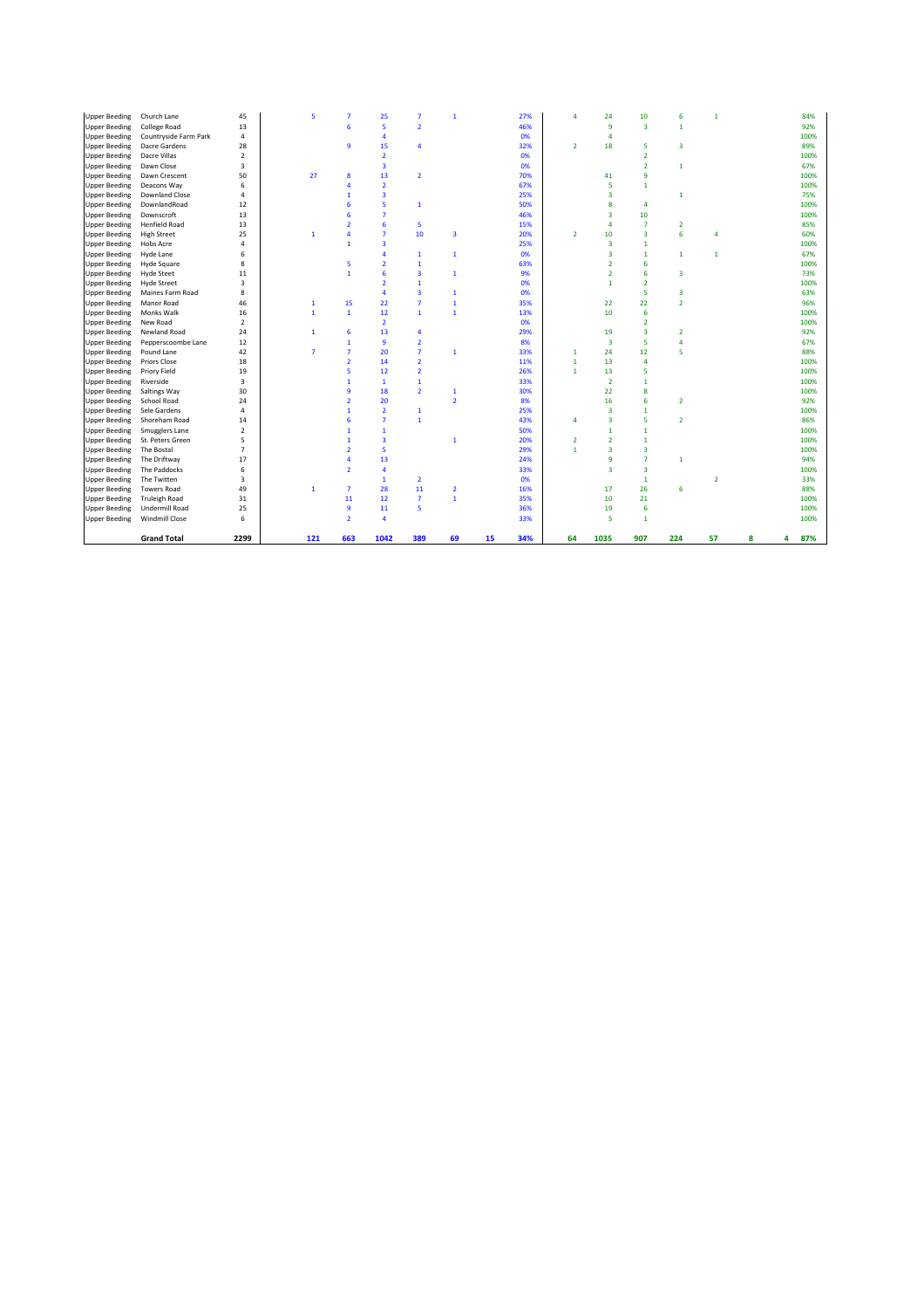| | | | | | | | | | | | | | | | | | |
|---|---|---|---|---|---|---|---|---|---|---|---|---|---|---|---|---|---|
| Upper Beeding | Church Lane | 45 | 5 | 7 | 25 | 7 | 1 | | 27% | 4 | 24 | 10 | 6 | 1 | | | 84% |
| Upper Beeding | College Road | 13 | | 6 | 5 | 2 | | | 46% | | 9 | 3 | 1 | | | | 92% |
| Upper Beeding | Countryside Farm Park | 4 | | | 4 | | | | 0% | | 4 | | | | | | 100% |
| Upper Beeding | Dacre Gardens | 28 | | 9 | 15 | 4 | | | 32% | 2 | 18 | 5 | 3 | | | | 89% |
| Upper Beeding | Dacre Villas | 2 | | | 2 | | | | 0% | | | 2 | | | | | 100% |
| Upper Beeding | Dawn Close | 3 | | | 3 | | | | 0% | | | 2 | 1 | | | | 67% |
| Upper Beeding | Dawn Crescent | 50 | 27 | 8 | 13 | 2 | | | 70% | | 41 | 9 | | | | | 100% |
| Upper Beeding | Deacons Way | 6 | | 4 | 2 | | | | 67% | | 5 | 1 | | | | | 100% |
| Upper Beeding | Downland Close | 4 | | 1 | 3 | | | | 25% | | 3 | | 1 | | | | 75% |
| Upper Beeding | DownlandRoad | 12 | | 6 | 5 | 1 | | | 50% | | 8 | 4 | | | | | 100% |
| Upper Beeding | Downscroft | 13 | | 6 | 7 | | | | 46% | | 3 | 10 | | | | | 100% |
| Upper Beeding | Henfield Road | 13 | | 2 | 6 | 5 | | | 15% | | 4 | 7 | 2 | | | | 85% |
| Upper Beeding | High Street | 25 | 1 | 4 | 7 | 10 | 3 | | 20% | 2 | 10 | 3 | 6 | 4 | | | 60% |
| Upper Beeding | Hobs Acre | 4 | | 1 | 3 | | | | 25% | | 3 | 1 | | | | | 100% |
| Upper Beeding | Hyde Lane | 6 | | | 4 | 1 | 1 | | 0% | | 3 | 1 | 1 | 1 | | | 67% |
| Upper Beeding | Hyde Square | 8 | | 5 | 2 | 1 | | | 63% | | 2 | 6 | | | | | 100% |
| Upper Beeding | Hyde Steet | 11 | | 1 | 6 | 3 | 1 | | 9% | | 2 | 6 | 3 | | | | 73% |
| Upper Beeding | Hyde Street | 3 | | | 2 | 1 | | | 0% | | 1 | 2 | | | | | 100% |
| Upper Beeding | Maines Farm Road | 8 | | | 4 | 3 | 1 | | 0% | | | 5 | 3 | | | | 63% |
| Upper Beeding | Manor Road | 46 | 1 | 15 | 22 | 7 | 1 | | 35% | | 22 | 22 | 2 | | | | 96% |
| Upper Beeding | Monks Walk | 16 | 1 | 1 | 12 | 1 | 1 | | 13% | | 10 | 6 | | | | | 100% |
| Upper Beeding | New Road | 2 | | | 2 | | | | 0% | | | 2 | | | | | 100% |
| Upper Beeding | Newland Road | 24 | 1 | 6 | 13 | 4 | | | 29% | | 19 | 3 | 2 | | | | 92% |
| Upper Beeding | Pepperscoombe Lane | 12 | | 1 | 9 | 2 | | | 8% | | 3 | 5 | 4 | | | | 67% |
| Upper Beeding | Pound Lane | 42 | 7 | 7 | 20 | 7 | 1 | | 33% | 1 | 24 | 12 | 5 | | | | 88% |
| Upper Beeding | Priors Close | 18 | | 2 | 14 | 2 | | | 11% | 1 | 13 | 4 | | | | | 100% |
| Upper Beeding | Priory Field | 19 | | 5 | 12 | 2 | | | 26% | 1 | 13 | 5 | | | | | 100% |
| Upper Beeding | Riverside | 3 | | 1 | 1 | 1 | | | 33% | | 2 | 1 | | | | | 100% |
| Upper Beeding | Saltings Way | 30 | | 9 | 18 | 2 | 1 | | 30% | | 22 | 8 | | | | | 100% |
| Upper Beeding | School Road | 24 | | 2 | 20 | | 2 | | 8% | | 16 | 6 | 2 | | | | 92% |
| Upper Beeding | Sele Gardens | 4 | | 1 | 2 | 1 | | | 25% | | 3 | 1 | | | | | 100% |
| Upper Beeding | Shoreham Road | 14 | | 6 | 7 | 1 | | | 43% | 4 | 3 | 5 | 2 | | | | 86% |
| Upper Beeding | Smugglers Lane | 2 | | 1 | 1 | | | | 50% | | 1 | 1 | | | | | 100% |
| Upper Beeding | St. Peters Green | 5 | | 1 | 3 | | 1 | | 20% | 2 | 2 | 1 | | | | | 100% |
| Upper Beeding | The Bostal | 7 | | 2 | 5 | | | | 29% | 1 | 3 | 3 | | | | | 100% |
| Upper Beeding | The Driftway | 17 | | 4 | 13 | | | | 24% | | 9 | 7 | 1 | | | | 94% |
| Upper Beeding | The Paddocks | 6 | | 2 | 4 | | | | 33% | | 3 | 3 | | | | | 100% |
| Upper Beeding | The Twitten | 3 | | | 1 | 2 | | | 0% | | | 1 | | 2 | | | 33% |
| Upper Beeding | Towers Road | 49 | 1 | 7 | 28 | 11 | 2 | | 16% | | 17 | 26 | 6 | | | | 88% |
| Upper Beeding | Truleigh Road | 31 | | 11 | 12 | 7 | 1 | | 35% | | 10 | 21 | | | | | 100% |
| Upper Beeding | Undermill Road | 25 | | 9 | 11 | 5 | | | 36% | | 19 | 6 | | | | | 100% |
| Upper Beeding | Windmill Close | 6 | | 2 | 4 | | | | 33% | | 5 | 1 | | | | | 100% |
| | **Grand Total** | **2299** | **121** | **663** | **1042** | **389** | **69** | **15** | **34%** | **64** | **1035** | **907** | **224** | **57** | **8** | **4** | **87%** |